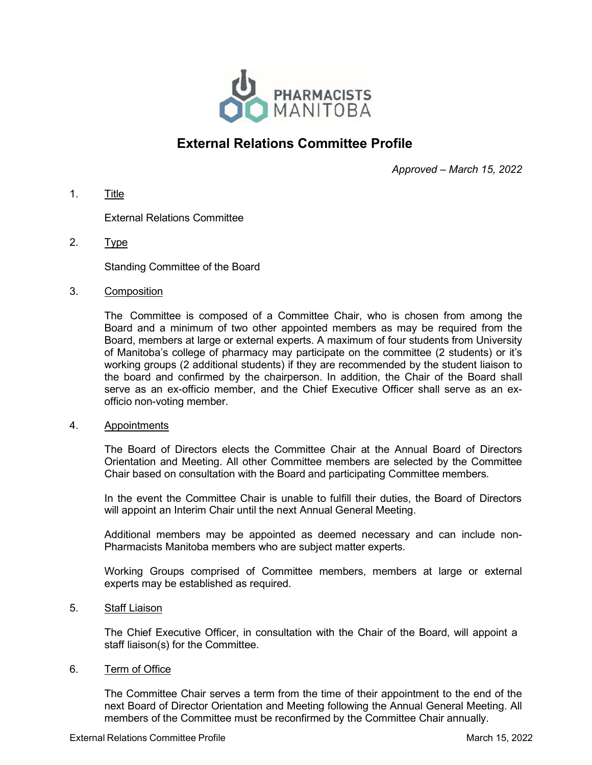# External Relations Committee Profile

*Approved – March 15, 2022*

1. Title

   External Relations Committee

2. Type

   Standing Committee of the Board

3. Composition

   The Committee is composed of a Committee Chair, who is chosen from among the Board and a minimum of two other appointed members as may be required from the Board, members at large or external experts. A maximum of four students from University of Manitoba's college of pharmacy may participate on the committee (2 students) or it's working groups (2 additional students) if they are recommended by the student liaison to the board and confirmed by the chairperson. In addition, the Chair of the Board shall serve as an ex-officio member, and the Chief Executive Officer shall serve as an ex-officio non-voting member.

4. Appointments

   The Board of Directors elects the Committee Chair at the Annual Board of Directors Orientation and Meeting. All other Committee members are selected by the Committee Chair based on consultation with the Board and participating Committee members.

   In the event the Committee Chair is unable to fulfill their duties, the Board of Directors will appoint an Interim Chair until the next Annual General Meeting.

   Additional members may be appointed as deemed necessary and can include non-Pharmacists Manitoba members who are subject matter experts.

   Working Groups comprised of Committee members, members at large or external experts may be established as required.

5. Staff Liaison

   The Chief Executive Officer, in consultation with the Chair of the Board, will appoint a staff liaison(s) for the Committee.

6. Term of Office

   The Committee Chair serves a term from the time of their appointment to the end of the next Board of Director Orientation and Meeting following the Annual General Meeting. All members of the Committee must be reconfirmed by the Committee Chair annually.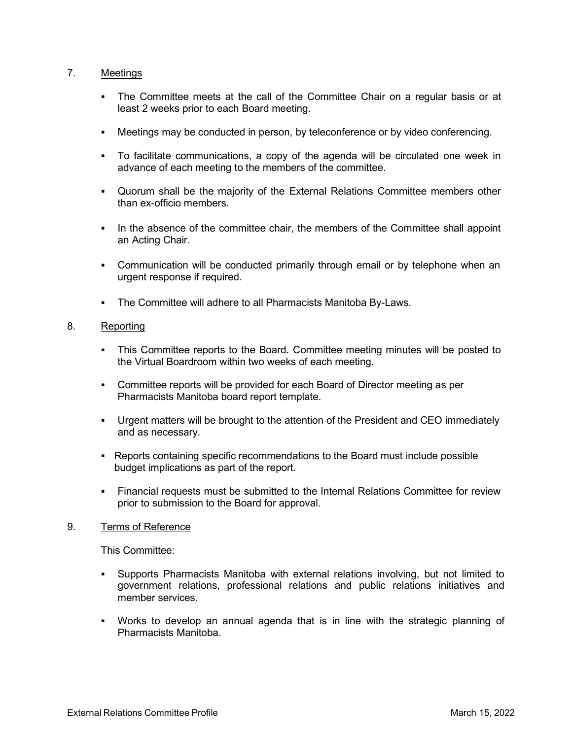## 7. Meetings

- The Committee meets at the call of the Committee Chair on a regular basis or at least 2 weeks prior to each Board meeting.
- Meetings may be conducted in person, by teleconference or by video conferencing.
- To facilitate communications, a copy of the agenda will be circulated one week in advance of each meeting to the members of the committee.
- Quorum shall be the majority of the External Relations Committee members other than ex-officio members.
- In the absence of the committee chair, the members of the Committee shall appoint an Acting Chair.
- Communication will be conducted primarily through email or by telephone when an urgent response if required.
- The Committee will adhere to all Pharmacists Manitoba By-Laws.

## 8. Reporting

- This Committee reports to the Board. Committee meeting minutes will be posted to the Virtual Boardroom within two weeks of each meeting.
- Committee reports will be provided for each Board of Director meeting as per Pharmacists Manitoba board report template.
- Urgent matters will be brought to the attention of the President and CEO immediately and as necessary.
- Reports containing specific recommendations to the Board must include possible budget implications as part of the report.
- Financial requests must be submitted to the Internal Relations Committee for review prior to submission to the Board for approval.

## 9. Terms of Reference

This Committee:

- Supports Pharmacists Manitoba with external relations involving, but not limited to government relations, professional relations and public relations initiatives and member services.
- Works to develop an annual agenda that is in line with the strategic planning of Pharmacists Manitoba.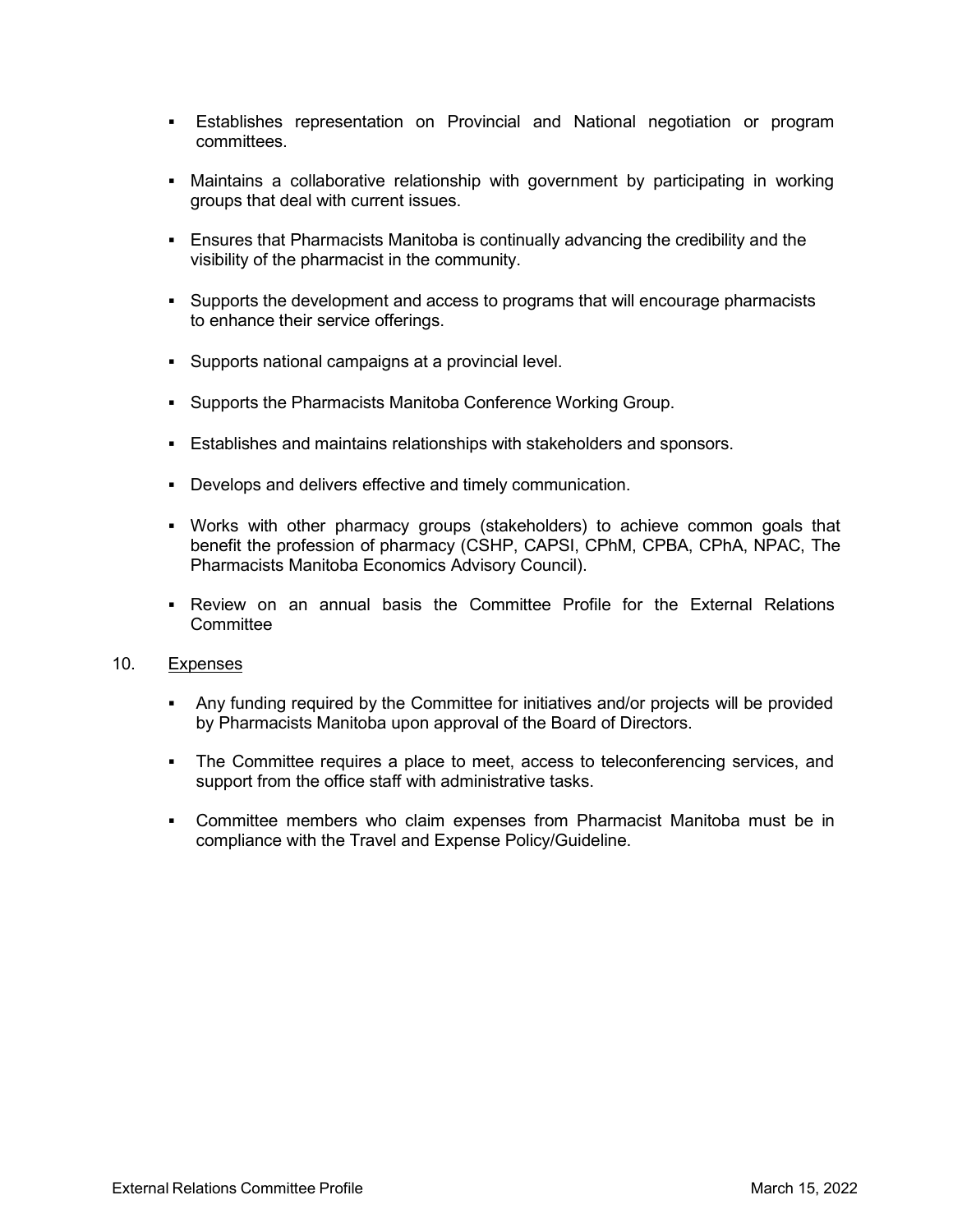- Establishes representation on Provincial and National negotiation or program committees.
- Maintains a collaborative relationship with government by participating in working groups that deal with current issues.
- Ensures that Pharmacists Manitoba is continually advancing the credibility and the visibility of the pharmacist in the community.
- Supports the development and access to programs that will encourage pharmacists to enhance their service offerings.
- Supports national campaigns at a provincial level.
- Supports the Pharmacists Manitoba Conference Working Group.
- Establishes and maintains relationships with stakeholders and sponsors.
- Develops and delivers effective and timely communication.
- Works with other pharmacy groups (stakeholders) to achieve common goals that benefit the profession of pharmacy (CSHP, CAPSI, CPhM, CPBA, CPhA, NPAC, The Pharmacists Manitoba Economics Advisory Council).
- Review on an annual basis the Committee Profile for the External Relations Committee

10. Expenses

- Any funding required by the Committee for initiatives and/or projects will be provided by Pharmacists Manitoba upon approval of the Board of Directors.
- The Committee requires a place to meet, access to teleconferencing services, and support from the office staff with administrative tasks.
- Committee members who claim expenses from Pharmacist Manitoba must be in compliance with the Travel and Expense Policy/Guideline.